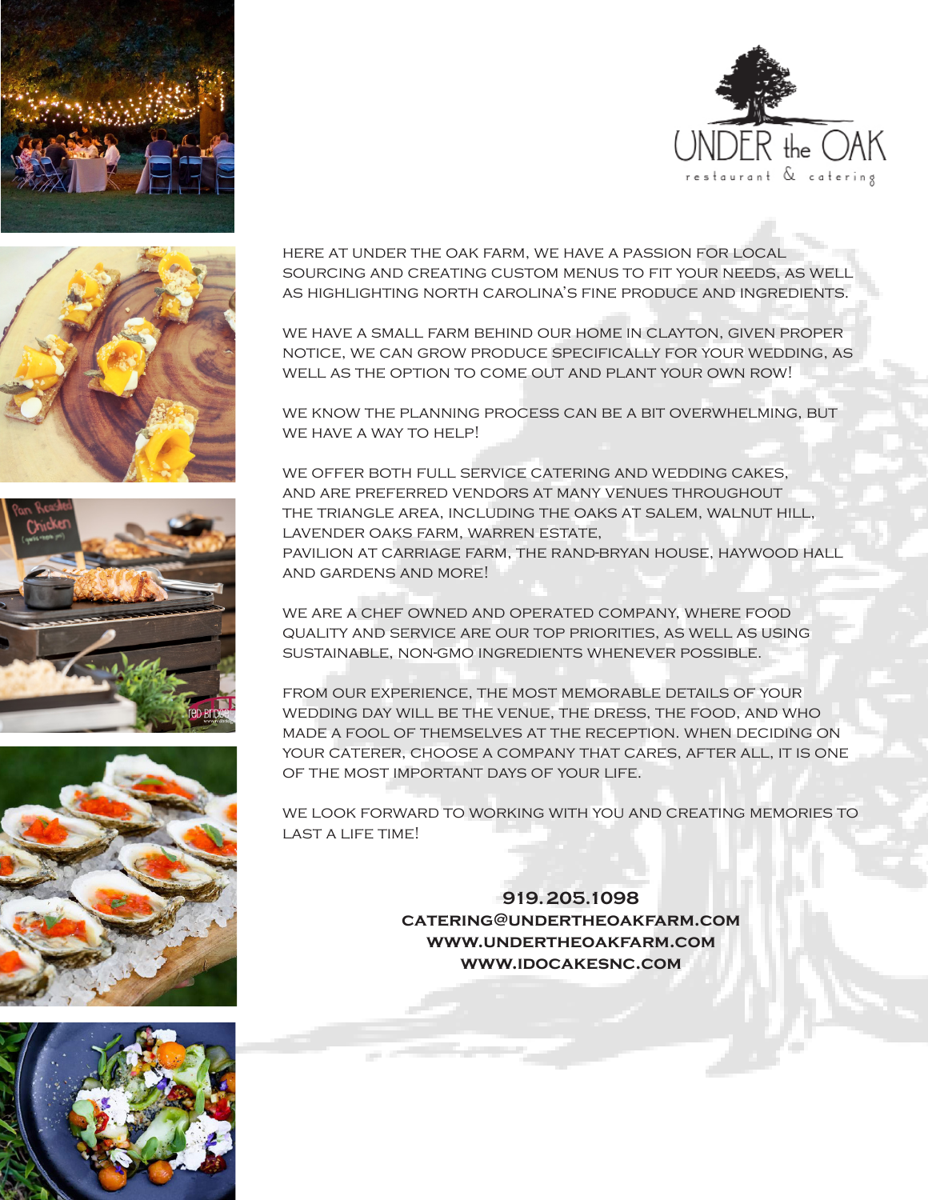# UNDER the OAK

restaurant & catering

HERE AT UNDER THE OAK FARM, WE HAVE A PASSION FOR LOCAL SOURCING AND CREATING CUSTOM MENUS TO FIT YOUR NEEDS, AS WELL AS HIGHLIGHTING NORTH CAROLINA'S FINE PRODUCE AND INGREDIENTS.

WE HAVE A SMALL FARM BEHIND OUR HOME IN CLAYTON, GIVEN PROPER NOTICE, WE CAN GROW PRODUCE SPECIFICALLY FOR YOUR WEDDING, AS WELL AS THE OPTION TO COME OUT AND PLANT YOUR OWN ROW!

WE KNOW THE PLANNING PROCESS CAN BE A BIT OVERWHELMING, BUT WE HAVE A WAY TO HELP!

WE OFFER BOTH FULL SERVICE CATERING AND WEDDING CAKES, AND ARE PREFERRED VENDORS AT MANY VENUES THROUGHOUT THE TRIANGLE AREA, INCLUDING THE OAKS AT SALEM, WALNUT HILL, LAVENDER OAKS FARM, WARREN ESTATE, PAVILION AT CARRIAGE FARM, THE RAND-BRYAN HOUSE, HAYWOOD HALL AND GARDENS AND MORE!

WE ARE A CHEF OWNED AND OPERATED COMPANY, WHERE FOOD QUALITY AND SERVICE ARE OUR TOP PRIORITIES, AS WELL AS USING SUSTAINABLE, NON-GMO INGREDIENTS WHENEVER POSSIBLE.

FROM OUR EXPERIENCE, THE MOST MEMORABLE DETAILS OF YOUR WEDDING DAY WILL BE THE VENUE, THE DRESS, THE FOOD, AND WHO MADE A FOOL OF THEMSELVES AT THE RECEPTION. WHEN DECIDING ON YOUR CATERER, CHOOSE A COMPANY THAT CARES, AFTER ALL, IT IS ONE OF THE MOST IMPORTANT DAYS OF YOUR LIFE.

WE LOOK FORWARD TO WORKING WITH YOU AND CREATING MEMORIES TO LAST A LIFE TIME!

**919.205.1098**
**CATERING@UNDERTHEOAKFARM.COM**
**WWW.UNDERTHEOAKFARM.COM**
**WWW.IDOCAKESNC.COM**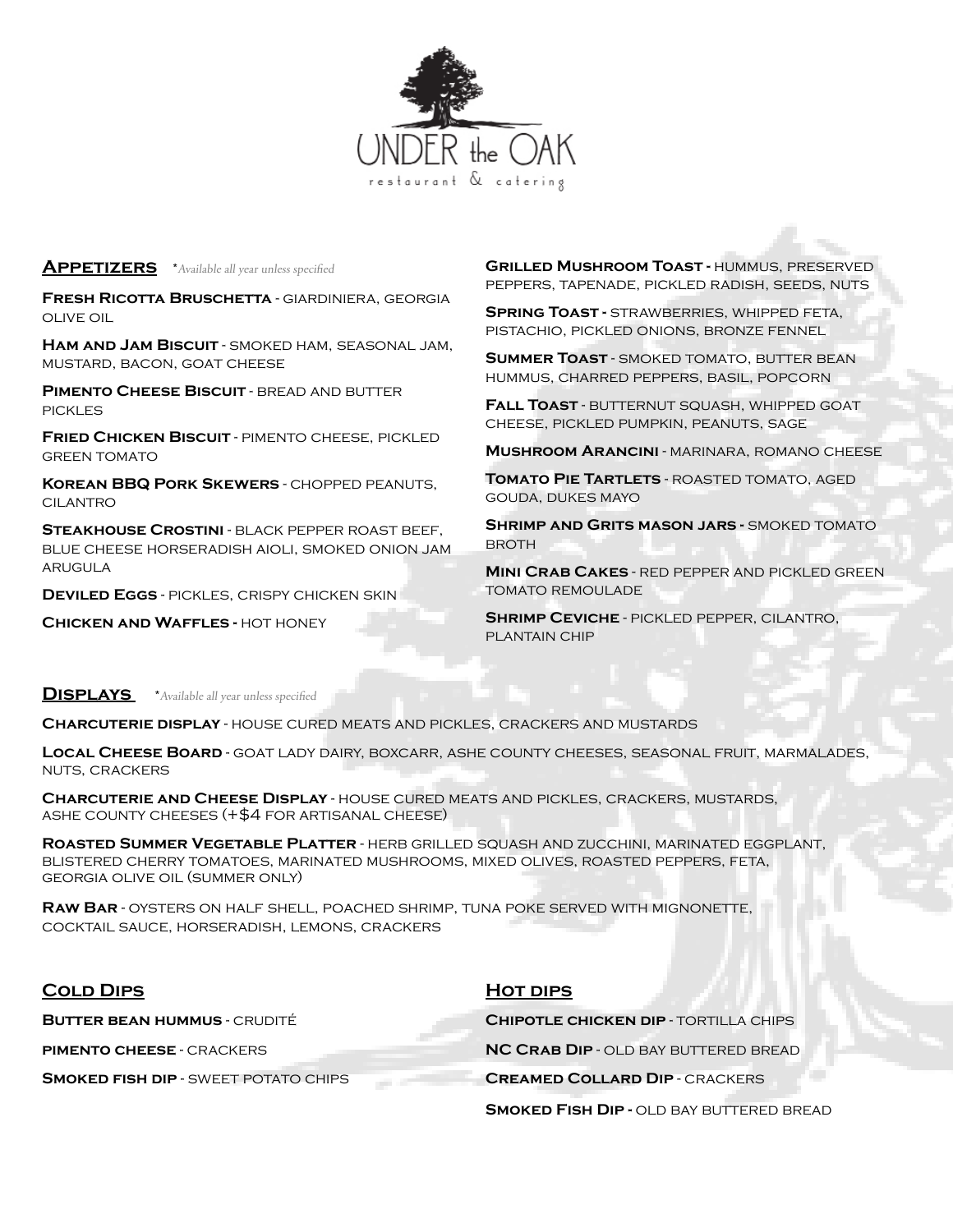# UNDER the OAK

restaurant & catering

## Appetizers

*\*Available all year unless specified*

**Fresh Ricotta Bruschetta** - giardiniera, georgia olive oil

**Ham and Jam Biscuit** - smoked ham, seasonal jam, mustard, bacon, goat cheese

**Pimento Cheese Biscuit** - bread and butter pickles

**Fried Chicken Biscuit** - pimento cheese, pickled green tomato

**Korean BBQ Pork Skewers** - chopped peanuts, cilantro

**Steakhouse Crostini** - black pepper roast beef, blue cheese horseradish aioli, smoked onion jam arugula

**Deviled Eggs** - pickles, crispy chicken skin

**Chicken and Waffles** - hot honey

**Grilled Mushroom Toast** - hummus, preserved peppers, tapenade, pickled radish, seeds, nuts

**Spring Toast** - strawberries, whipped feta, pistachio, pickled onions, bronze fennel

**Summer Toast** - smoked tomato, butter bean hummus, charred peppers, basil, popcorn

**Fall Toast** - butternut squash, whipped goat cheese, pickled pumpkin, peanuts, sage

**Mushroom Arancini** - marinara, romano cheese

**Tomato Pie Tartlets** - roasted tomato, aged gouda, dukes mayo

**Shrimp and Grits mason jars** - smoked tomato broth

**Mini Crab Cakes** - red pepper and pickled green tomato remoulade

**Shrimp Ceviche** - pickled pepper, cilantro, plantain chip

## Displays

*\*Available all year unless specified*

**Charcuterie display** - house cured meats and pickles, crackers and mustards

**Local Cheese Board** - goat lady dairy, boxcarr, ashe county cheeses, seasonal fruit, marmalades, nuts, crackers

**Charcuterie and Cheese Display** - house cured meats and pickles, crackers, mustards, ashe county cheeses (+$4 for artisanal cheese)

**Roasted Summer Vegetable Platter** - herb grilled squash and zucchini, marinated eggplant, blistered cherry tomatoes, marinated mushrooms, mixed olives, roasted peppers, feta, georgia olive oil (summer only)

**Raw Bar** - oysters on half shell, poached shrimp, tuna poke served with mignonette, cocktail sauce, horseradish, lemons, crackers

## Cold Dips

**Butter bean hummus** - crudité

**pimento cheese** - crackers

**Smoked fish dip** - sweet potato chips

## Hot dips

**Chipotle chicken dip** - tortilla chips

**NC Crab Dip** - old bay buttered bread

**Creamed Collard Dip** - crackers

**Smoked Fish Dip** - old bay buttered bread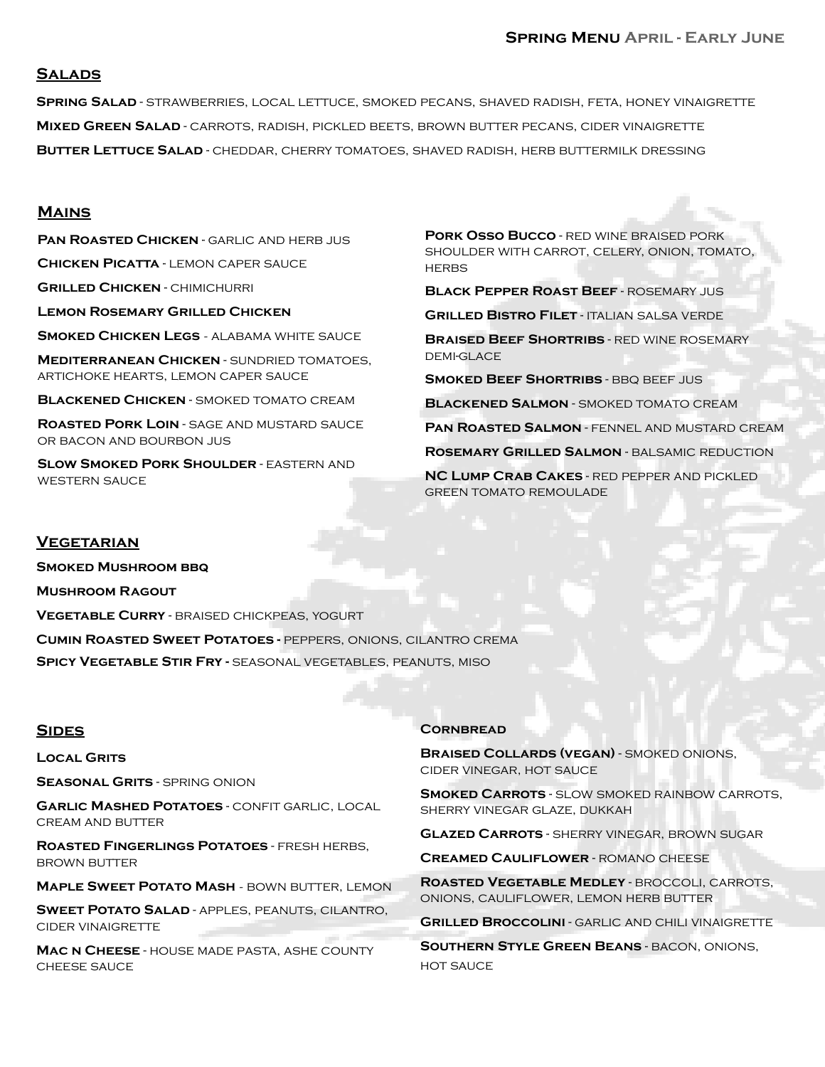# Spring Menu April - Early June

## Salads

**Spring Salad** - strawberries, local lettuce, smoked pecans, shaved radish, feta, honey vinaigrette

**Mixed Green Salad** - carrots, radish, pickled beets, brown butter pecans, cider vinaigrette

**Butter Lettuce Salad** - cheddar, cherry tomatoes, shaved radish, herb buttermilk dressing

## Mains

**Pan Roasted Chicken** - garlic and herb jus

**Chicken Picatta** - lemon caper sauce

**Grilled Chicken** - chimichurri

**Lemon Rosemary Grilled Chicken**

**Smoked Chicken Legs** - alabama white sauce

**Mediterranean Chicken** - sundried tomatoes, artichoke hearts, lemon caper sauce

**Blackened Chicken** - smoked tomato cream

**Roasted Pork Loin** - sage and mustard sauce or bacon and bourbon jus

**Slow Smoked Pork Shoulder** - eastern and western sauce

**Pork Osso Bucco** - red wine braised pork shoulder with carrot, celery, onion, tomato, herbs

**Black Pepper Roast Beef** - rosemary jus

**Grilled Bistro Filet** - italian salsa verde

**Braised Beef Shortribs** - red wine rosemary demi-glace

**Smoked Beef Shortribs** - bbq beef jus

**Blackened Salmon** - smoked tomato cream

**Pan Roasted Salmon** - fennel and mustard cream

**Rosemary Grilled Salmon** - balsamic reduction

**NC Lump Crab Cakes** - red pepper and pickled green tomato remoulade

## Vegetarian

**Smoked Mushroom bbq**

**Mushroom Ragout**

**Vegetable Curry** - braised chickpeas, yogurt

**Cumin Roasted Sweet Potatoes** - peppers, onions, cilantro crema

**Spicy Vegetable Stir Fry** - seasonal vegetables, peanuts, miso

## Sides

**Local Grits**

**Seasonal Grits** - spring onion

**Garlic Mashed Potatoes** - confit garlic, local cream and butter

**Roasted Fingerlings Potatoes** - fresh herbs, brown butter

**Maple Sweet Potato Mash** - bown butter, lemon

**Sweet Potato Salad** - apples, peanuts, cilantro, cider vinaigrette

**Mac n Cheese** - house made pasta, ashe county cheese sauce

**Cornbread**

**Braised Collards (vegan)** - smoked onions, cider vinegar, hot sauce

**Smoked Carrots** - slow smoked rainbow carrots, sherry vinegar glaze, dukkah

**Glazed Carrots** - sherry vinegar, brown sugar

**Creamed Cauliflower** - romano cheese

**Roasted Vegetable Medley** - broccoli, carrots, onions, cauliflower, lemon herb butter

**Grilled Broccolini** - garlic and chili vinaigrette

**Southern Style Green Beans** - bacon, onions, hot sauce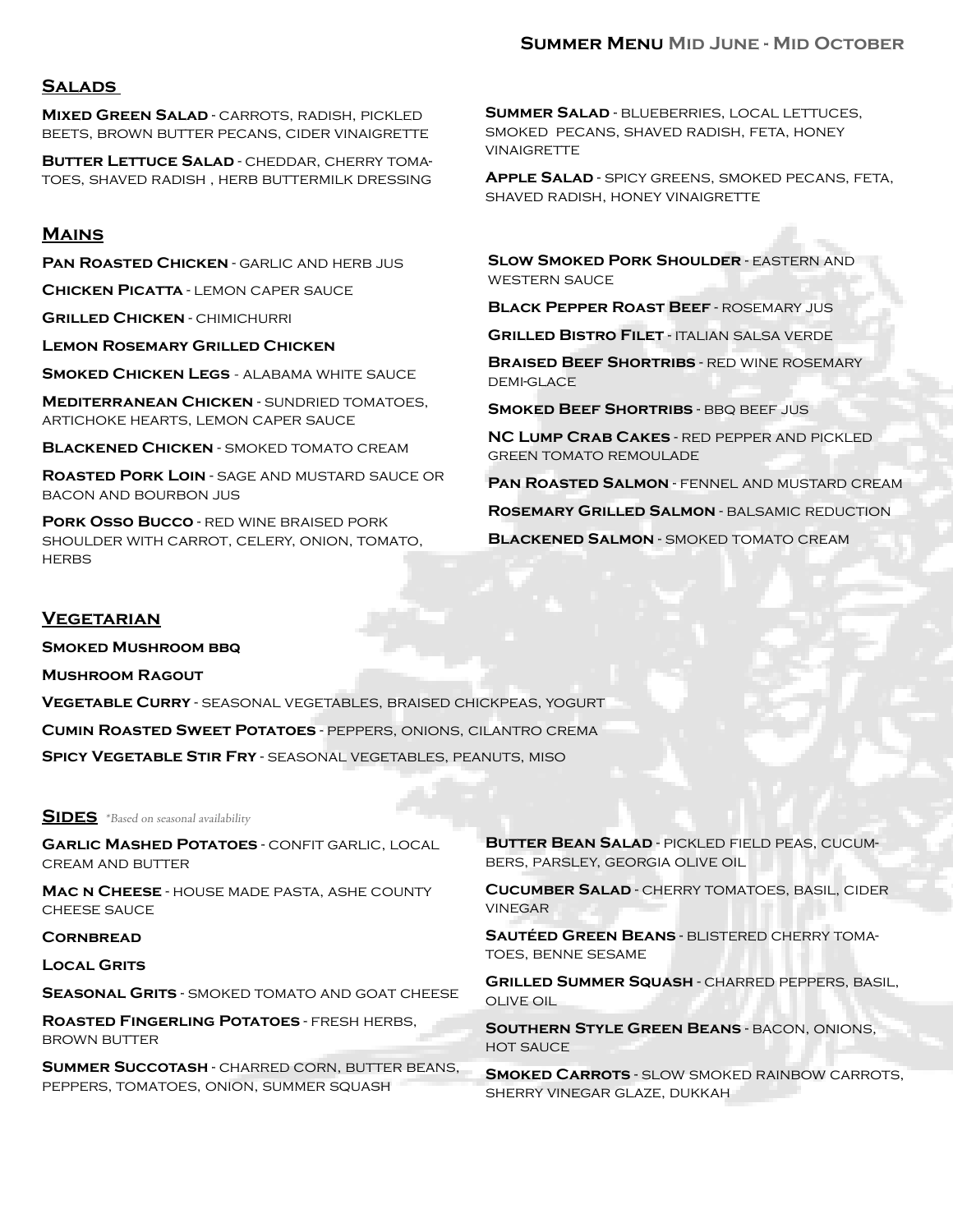## Summer Menu Mid June - Mid October

### Salads

**Mixed Green Salad** - carrots, radish, pickled beets, brown butter pecans, cider vinaigrette

**Butter Lettuce Salad** - cheddar, cherry tomatoes, shaved radish , herb buttermilk dressing

**Summer Salad** - blueberries, local lettuces, smoked pecans, shaved radish, feta, honey vinaigrette

**Apple Salad** - spicy greens, smoked pecans, feta, shaved radish, honey vinaigrette

### Mains

**Pan Roasted Chicken** - garlic and herb jus

**Chicken Picatta** - lemon caper sauce

**Grilled Chicken** - chimichurri

**Lemon Rosemary Grilled Chicken**

**Smoked Chicken Legs** - alabama white sauce

**Mediterranean Chicken** - sundried tomatoes, artichoke hearts, lemon caper sauce

**Blackened Chicken** - smoked tomato cream

**Roasted Pork Loin** - sage and mustard sauce or bacon and bourbon jus

**Pork Osso Bucco** - red wine braised pork shoulder with carrot, celery, onion, tomato, herbs

**Slow Smoked Pork Shoulder** - eastern and western sauce

**Black Pepper Roast Beef** - rosemary jus

**Grilled Bistro Filet** - italian salsa verde

**Braised Beef Shortribs** - red wine rosemary demi-glace

**Smoked Beef Shortribs** - bbq beef jus

**NC Lump Crab Cakes** - red pepper and pickled green tomato remoulade

**Pan Roasted Salmon** - fennel and mustard cream

**Rosemary Grilled Salmon** - balsamic reduction

**Blackened Salmon** - smoked tomato cream

### Vegetarian

**Smoked Mushroom bbq**

**Mushroom Ragout**

**Vegetable Curry** - seasonal vegetables, braised chickpeas, yogurt

**Cumin Roasted Sweet Potatoes** - peppers, onions, cilantro crema

**Spicy Vegetable Stir Fry** - seasonal vegetables, peanuts, miso

### Sides

*\*Based on seasonal availability*

**Garlic Mashed Potatoes** - confit garlic, local cream and butter

**Mac n Cheese** - house made pasta, ashe county cheese sauce

**Cornbread**

**Local Grits**

**Seasonal Grits** - smoked tomato and goat cheese

**Roasted Fingerling Potatoes** - fresh herbs, brown butter

**Summer Succotash** - charred corn, butter beans, peppers, tomatoes, onion, summer squash

**Butter Bean Salad** - pickled field peas, cucumbers, parsley, georgia olive oil

**Cucumber Salad** - cherry tomatoes, basil, cider vinegar

**Sautéed Green Beans** - blistered cherry tomatoes, benne sesame

**Grilled Summer Squash** - charred peppers, basil, olive oil

**Southern Style Green Beans** - bacon, onions, hot sauce

**Smoked Carrots** - slow smoked rainbow carrots, sherry vinegar glaze, dukkah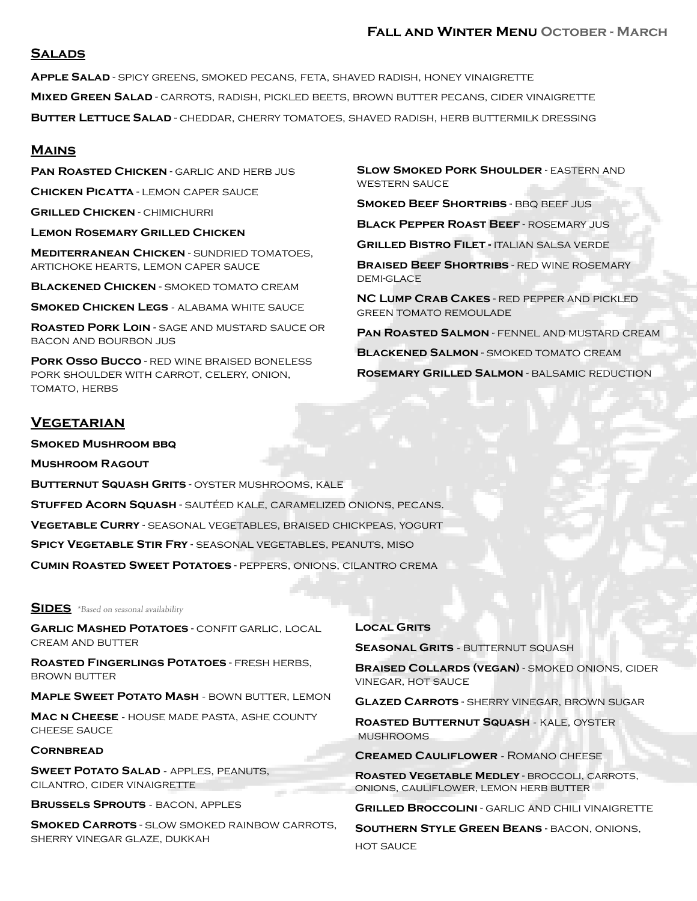## Fall and Winter Menu October - March

### Salads

**Apple Salad** - spicy greens, smoked pecans, feta, shaved radish, honey vinaigrette

**Mixed Green Salad** - carrots, radish, pickled beets, brown butter pecans, cider vinaigrette

**Butter Lettuce Salad** - cheddar, cherry tomatoes, shaved radish, herb buttermilk dressing

### Mains

**Pan Roasted Chicken** - garlic and herb jus

**Chicken Picatta** - lemon caper sauce

**Grilled Chicken** - chimichurri

**Lemon Rosemary Grilled Chicken**

**Mediterranean Chicken** - sundried tomatoes, artichoke hearts, lemon caper sauce

**Blackened Chicken** - smoked tomato cream

**Smoked Chicken Legs** - alabama white sauce

**Roasted Pork Loin** - sage and mustard sauce or bacon and bourbon jus

**Pork Osso Bucco** - red wine braised boneless pork shoulder with carrot, celery, onion, tomato, herbs

**Slow Smoked Pork Shoulder** - eastern and western sauce

**Smoked Beef Shortribs** - bbq beef jus

**Black Pepper Roast Beef** - rosemary jus

**Grilled Bistro Filet** - italian salsa verde

**Braised Beef Shortribs** - red wine rosemary demi-glace

**NC Lump Crab Cakes** - red pepper and pickled green tomato remoulade

**Pan Roasted Salmon** - fennel and mustard cream

**Blackened Salmon** - smoked tomato cream

**Rosemary Grilled Salmon** - balsamic reduction

### Vegetarian

**Smoked Mushroom bbq**

**Mushroom Ragout**

**Butternut Squash Grits** - oyster mushrooms, kale

**Stuffed Acorn Squash** - sautéed kale, caramelized onions, pecans.

**Vegetable Curry** - seasonal vegetables, braised chickpeas, yogurt

**Spicy Vegetable Stir Fry** - seasonal vegetables, peanuts, miso

**Cumin Roasted Sweet Potatoes** - peppers, onions, cilantro crema

### Sides *\*Based on seasonal availability*

**Garlic Mashed Potatoes** - confit garlic, local cream and butter

**Roasted Fingerlings Potatoes** - fresh herbs, brown butter

**Maple Sweet Potato Mash** - bown butter, lemon

**Mac n Cheese** - house made pasta, ashe county cheese sauce

**Cornbread**

**Sweet Potato Salad** - apples, peanuts, cilantro, cider vinaigrette

**Brussels Sprouts** - bacon, apples

**Smoked Carrots** - slow smoked rainbow carrots, sherry vinegar glaze, dukkah

**Local Grits**

**Seasonal Grits** - butternut squash

**Braised Collards (vegan)** - smoked onions, cider vinegar, hot sauce

**Glazed Carrots** - sherry vinegar, brown sugar

**Roasted Butternut Squash** - kale, oyster mushrooms

**Creamed Cauliflower** - Romano cheese

**Roasted Vegetable Medley** - broccoli, carrots, onions, cauliflower, lemon herb butter

**Grilled Broccolini** - garlic and chili vinaigrette

**Southern Style Green Beans** - bacon, onions, hot sauce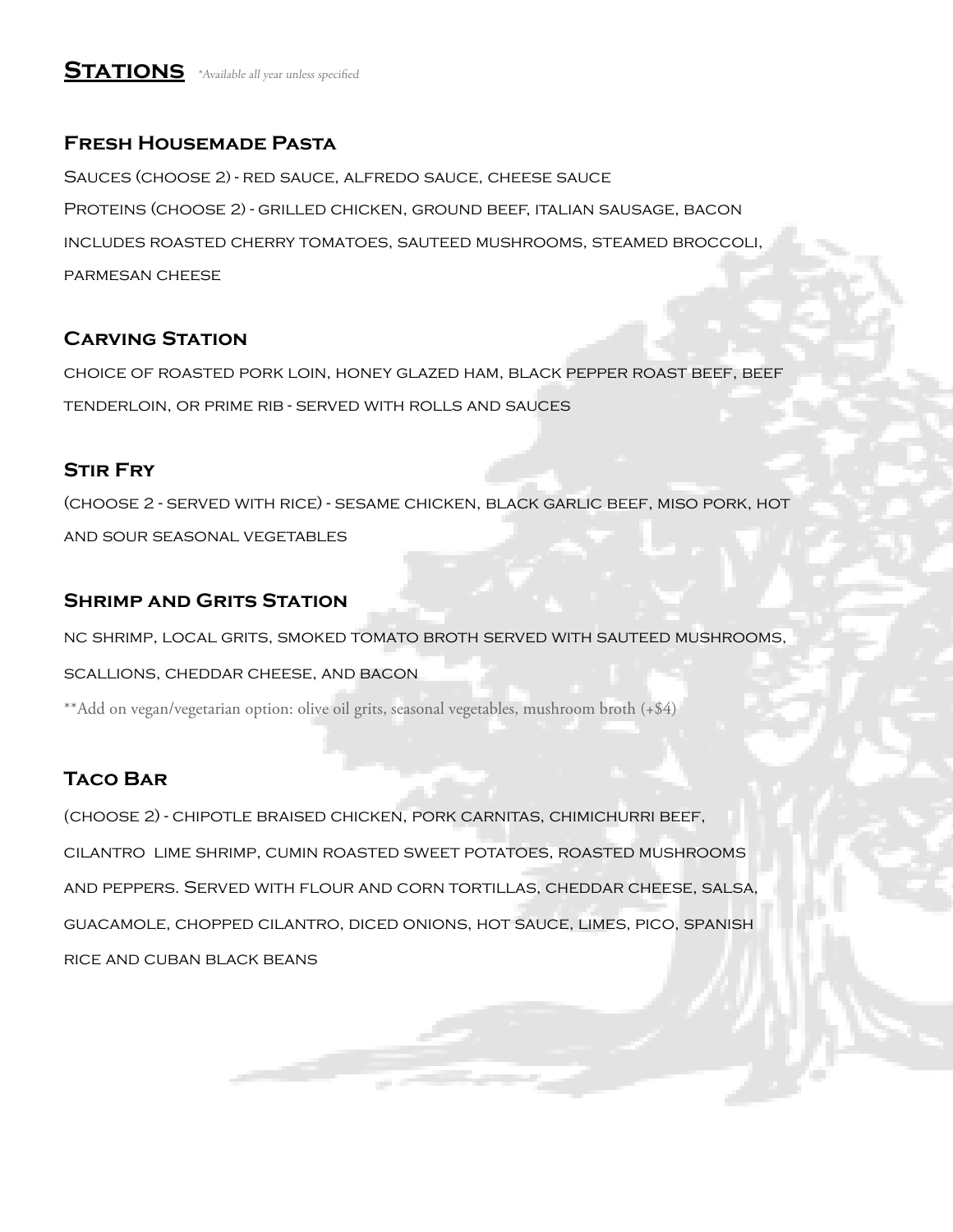# Stations

*\*Available all year unless specified*

## Fresh Housemade Pasta

Sauces (choose 2) - red sauce, alfredo sauce, cheese sauce

Proteins (choose 2) - grilled chicken, ground beef, italian sausage, bacon

includes roasted cherry tomatoes, sauteed mushrooms, steamed broccoli, parmesan cheese

## Carving Station

choice of roasted pork loin, honey glazed ham, black pepper roast beef, beef tenderloin, or prime rib - served with rolls and sauces

## Stir Fry

(choose 2 - served with rice) - sesame chicken, black garlic beef, miso pork, hot and sour seasonal vegetables

## Shrimp and Grits Station

nc shrimp, local grits, smoked tomato broth served with sauteed mushrooms, scallions, cheddar cheese, and bacon

**Add on vegan/vegetarian option: olive oil grits, seasonal vegetables, mushroom broth (+$4)

## Taco Bar

(choose 2) - chipotle braised chicken, pork carnitas, chimichurri beef, cilantro lime shrimp, cumin roasted sweet potatoes, roasted mushrooms and peppers. Served with flour and corn tortillas, cheddar cheese, salsa, guacamole, chopped cilantro, diced onions, hot sauce, limes, pico, spanish rice and cuban black beans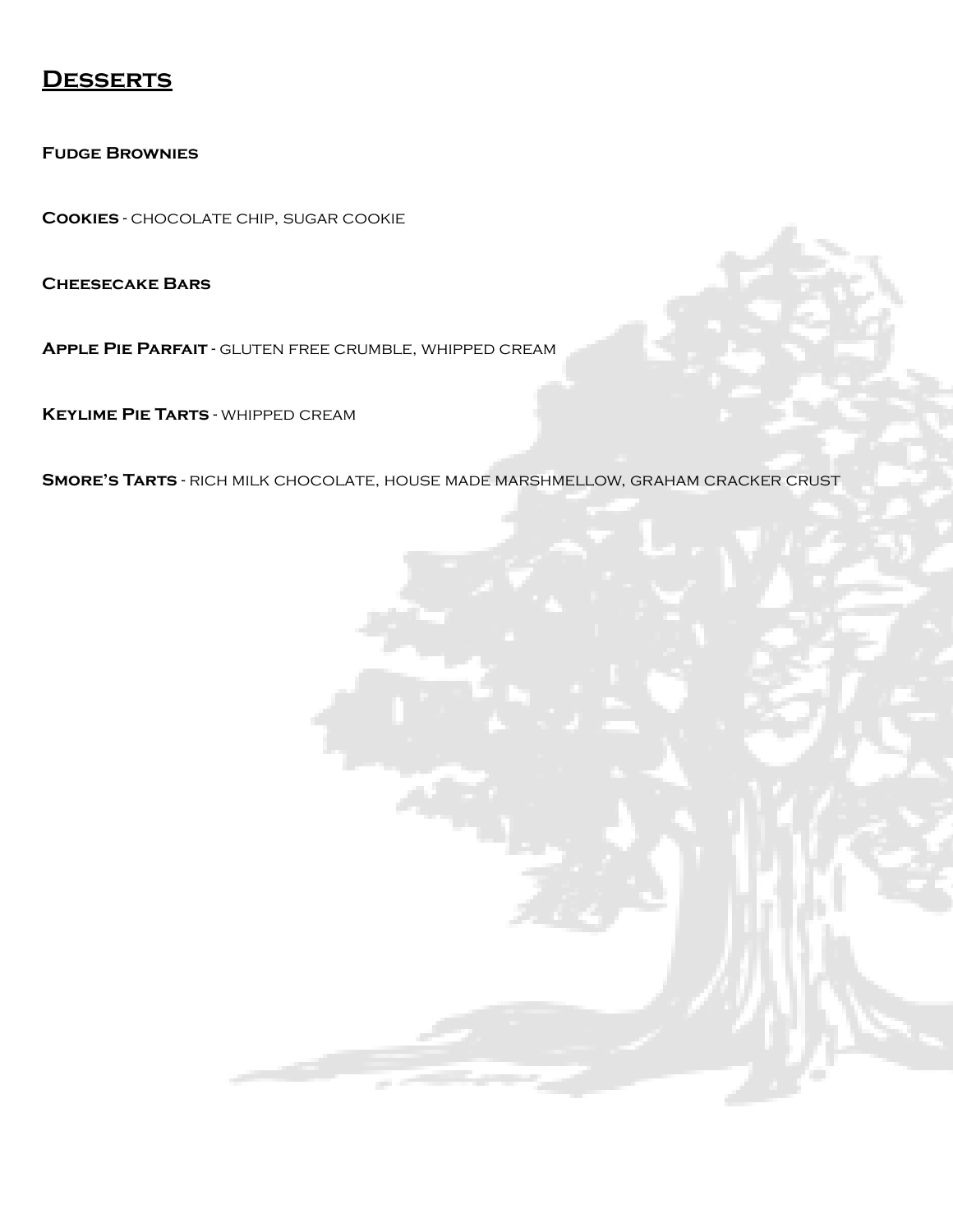## Desserts

**Fudge Brownies**

**Cookies** - chocolate chip, sugar cookie

**Cheesecake Bars**

**Apple Pie Parfait** - gluten free crumble, whipped cream

**Keylime Pie Tarts** - whipped cream

**Smore's Tarts** - rich milk chocolate, house made marshmellow, graham cracker crust